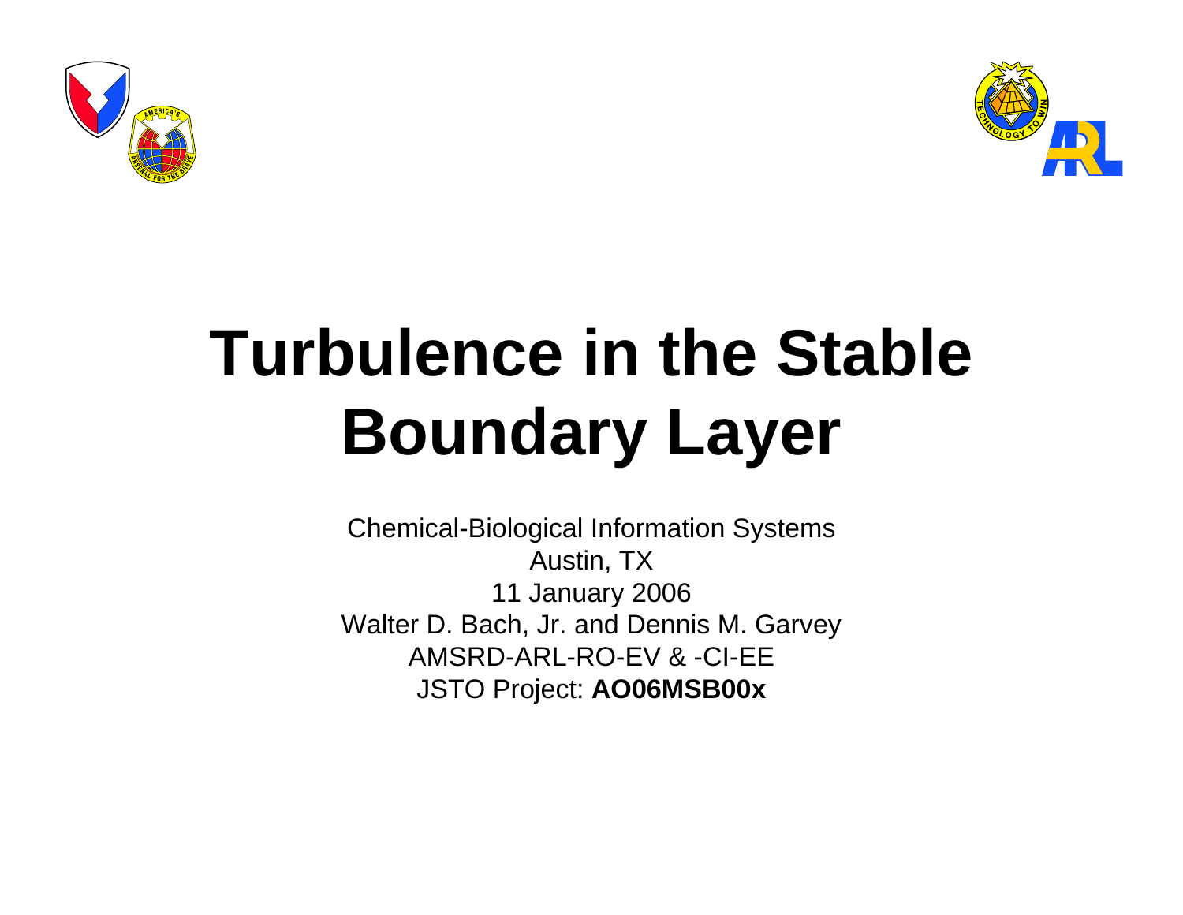# Turbulence in the Stable Boundary Layer

Chemical-Biological Information Systems
Austin, TX
11 January 2006
Walter D. Bach, Jr. and Dennis M. Garvey
AMSRD-ARL-RO-EV & -CI-EE
JSTO Project: **AO06MSB00x**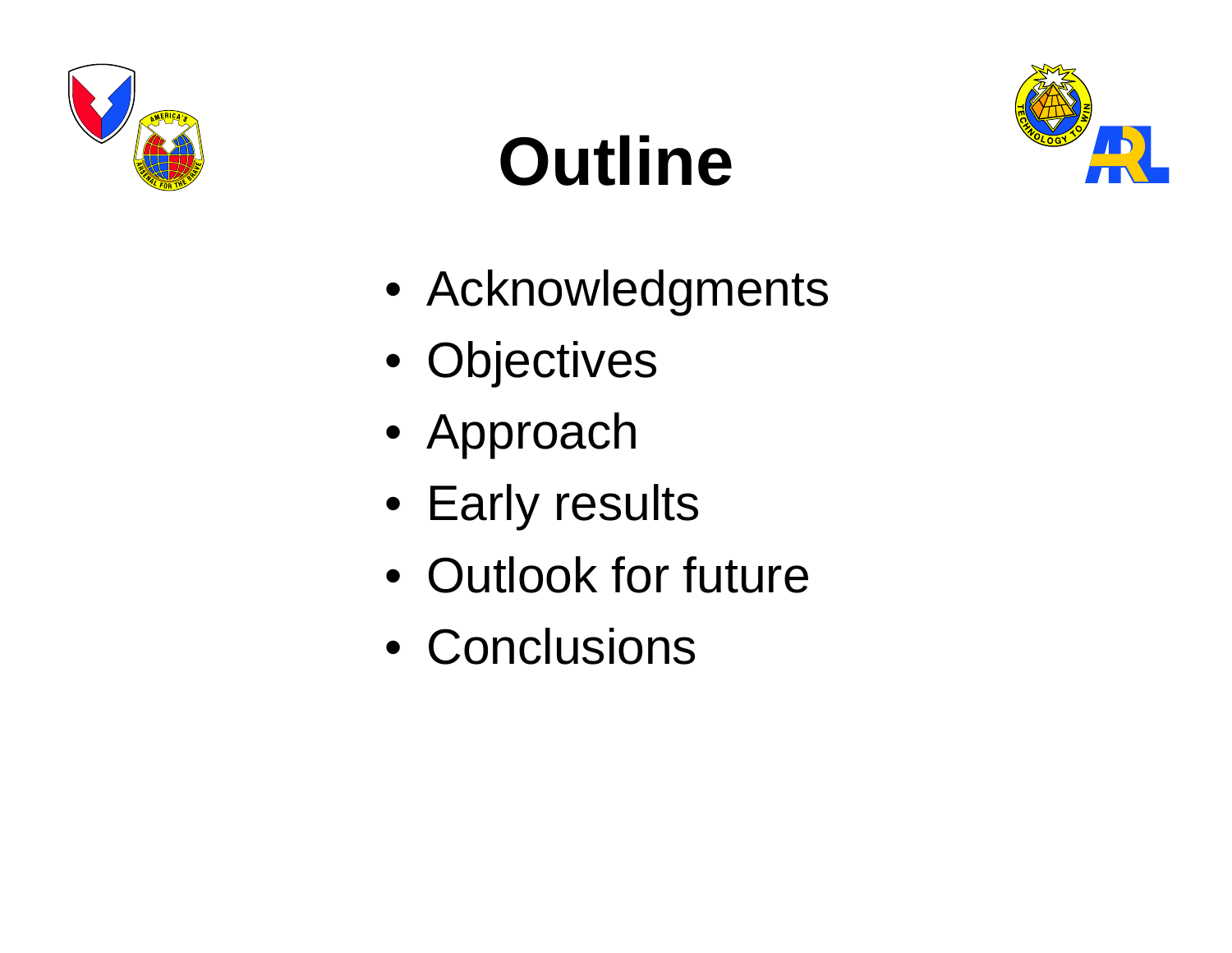# Outline

- Acknowledgments
- Objectives
- Approach
- Early results
- Outlook for future
- Conclusions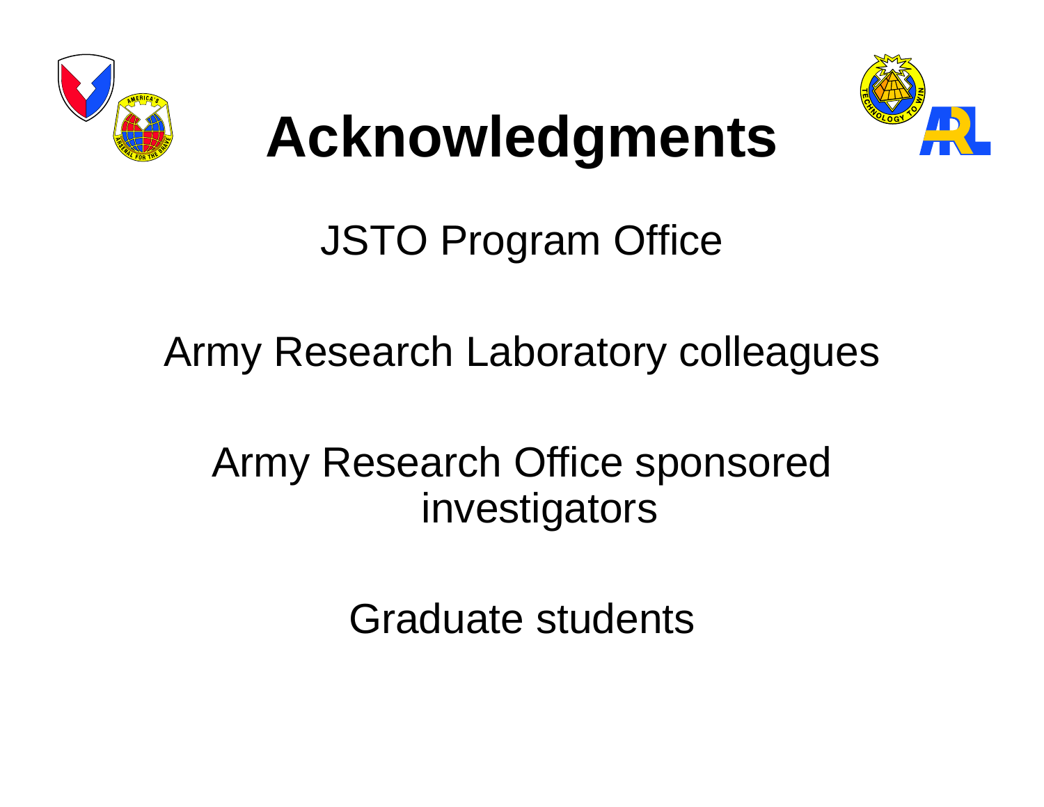# Acknowledgments

JSTO Program Office

Army Research Laboratory colleagues

Army Research Office sponsored investigators

Graduate students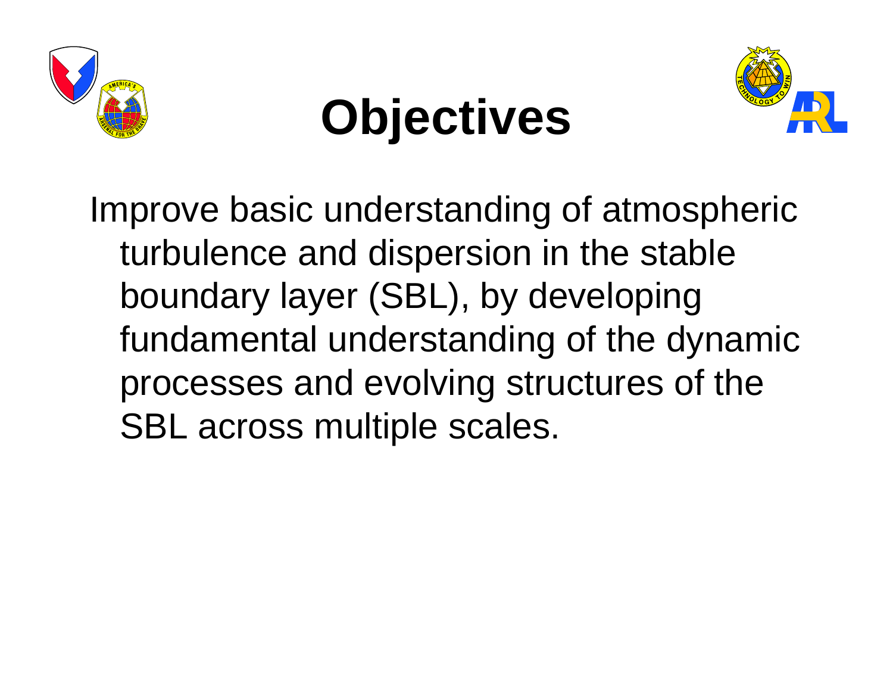# Objectives

Improve basic understanding of atmospheric turbulence and dispersion in the stable boundary layer (SBL), by developing fundamental understanding of the dynamic processes and evolving structures of the SBL across multiple scales.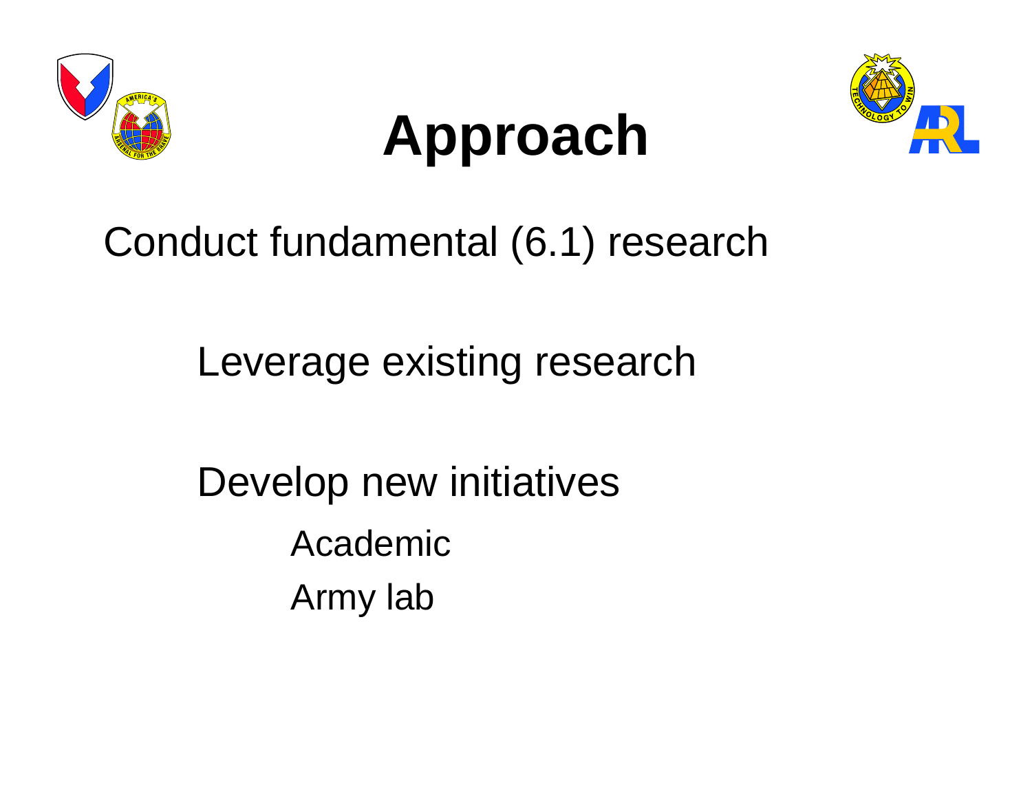# Approach

Conduct fundamental (6.1) research

- Leverage existing research
- Develop new initiatives
  - Academic
  - Army lab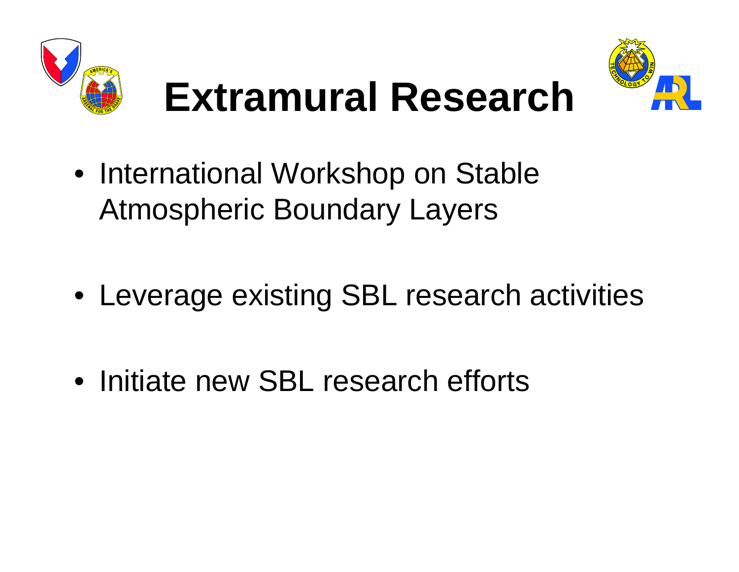# Extramural Research

- International Workshop on Stable Atmospheric Boundary Layers
- Leverage existing SBL research activities
- Initiate new SBL research efforts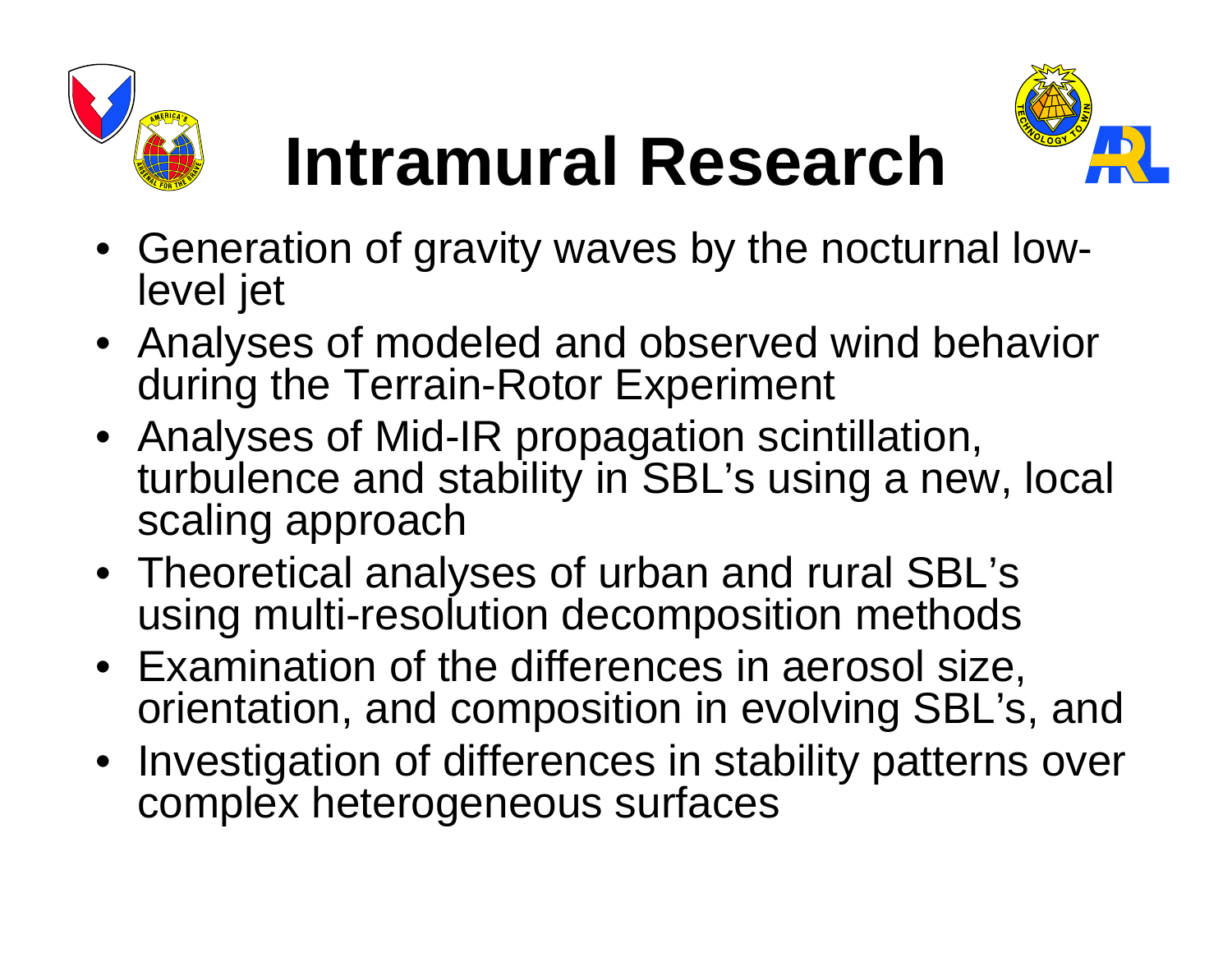# Intramural Research

- Generation of gravity waves by the nocturnal low-level jet
- Analyses of modeled and observed wind behavior during the Terrain-Rotor Experiment
- Analyses of Mid-IR propagation scintillation, turbulence and stability in SBL's using a new, local scaling approach
- Theoretical analyses of urban and rural SBL's using multi-resolution decomposition methods
- Examination of the differences in aerosol size, orientation, and composition in evolving SBL's, and
- Investigation of differences in stability patterns over complex heterogeneous surfaces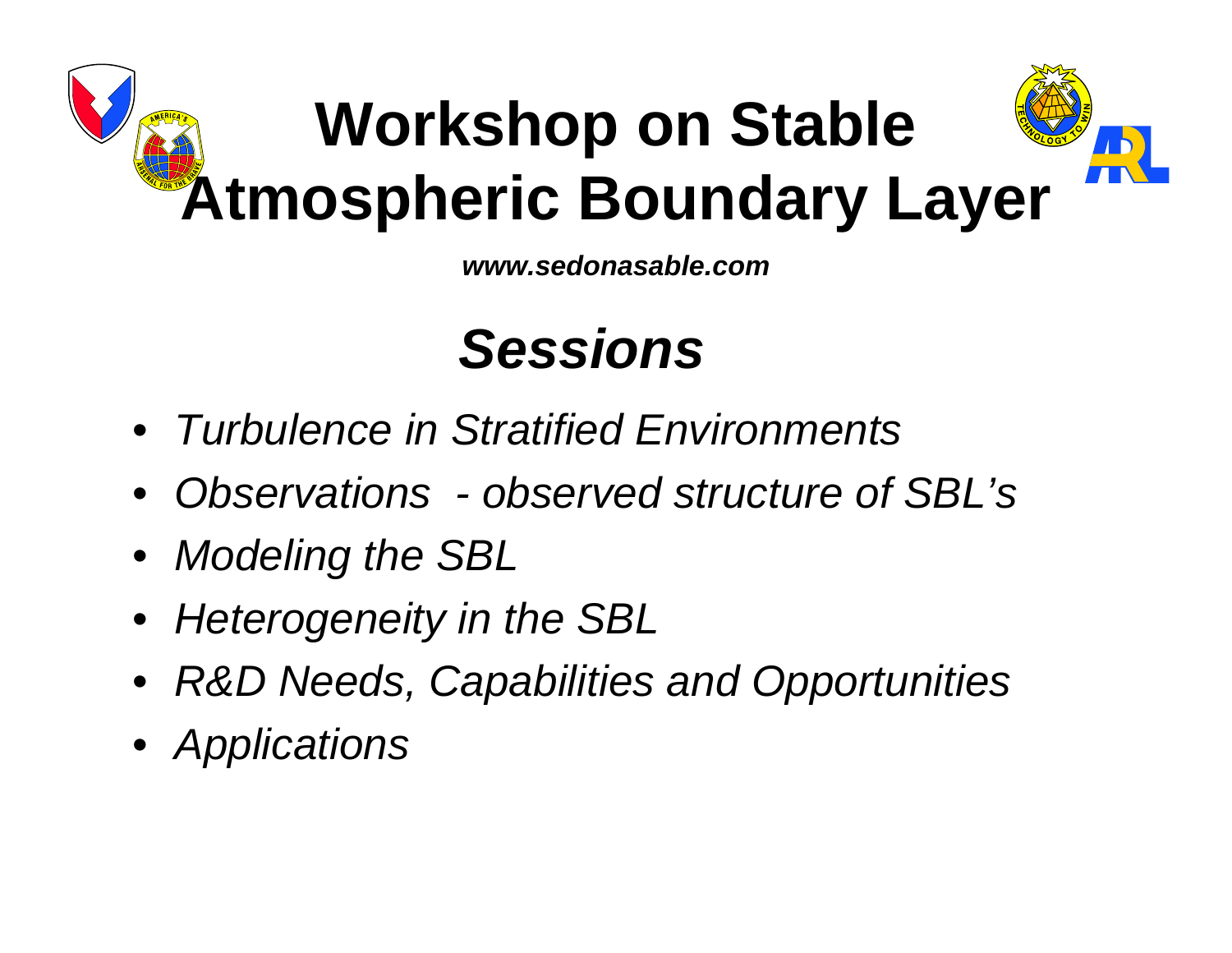# Workshop on Stable Atmospheric Boundary Layer

***www.sedonasable.com***

## *Sessions*

- *Turbulence in Stratified Environments*
- *Observations - observed structure of SBL's*
- *Modeling the SBL*
- *Heterogeneity in the SBL*
- *R&D Needs, Capabilities and Opportunities*
- *Applications*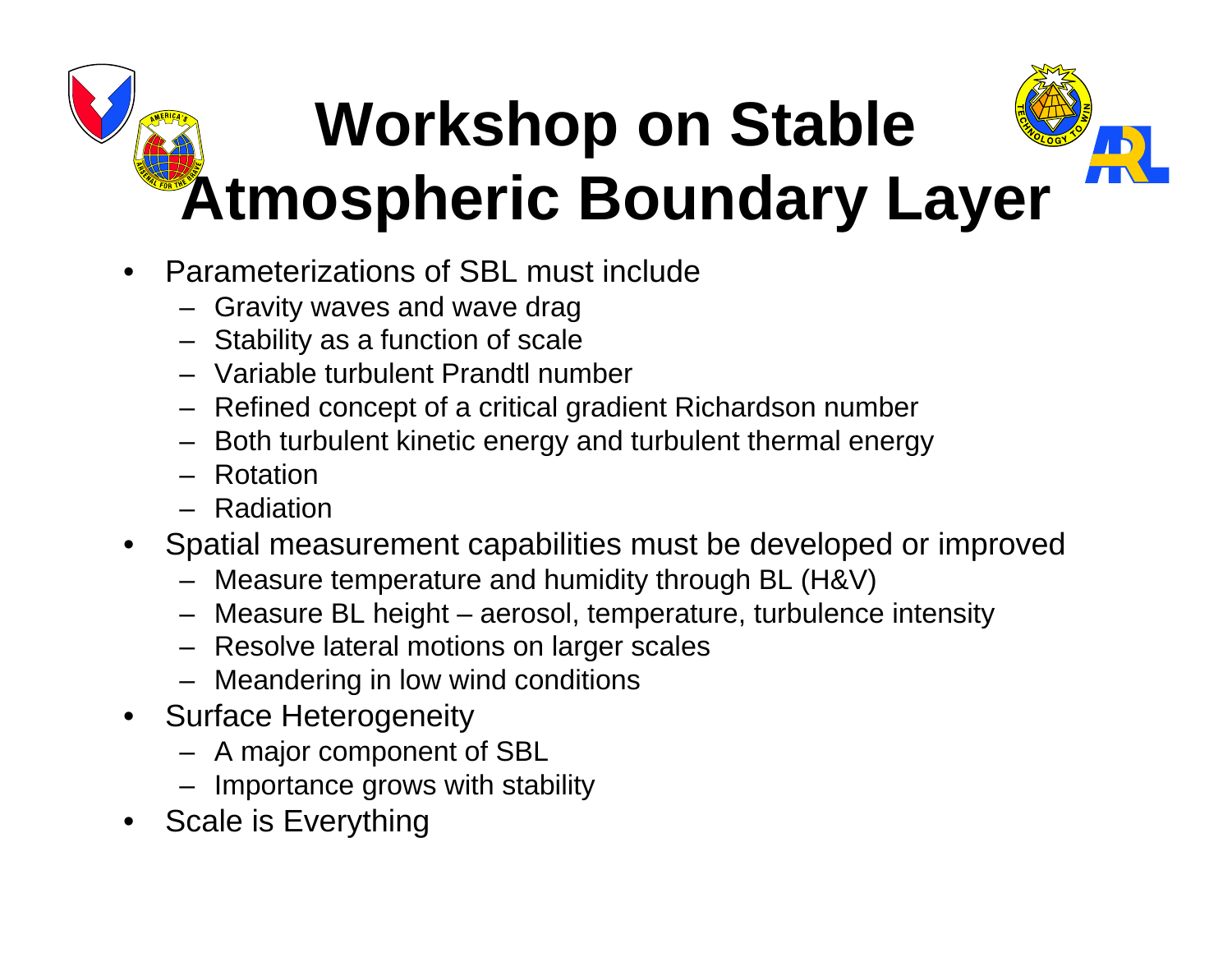# Workshop on Stable Atmospheric Boundary Layer

- Parameterizations of SBL must include
  - Gravity waves and wave drag
  - Stability as a function of scale
  - Variable turbulent Prandtl number
  - Refined concept of a critical gradient Richardson number
  - Both turbulent kinetic energy and turbulent thermal energy
  - Rotation
  - Radiation
- Spatial measurement capabilities must be developed or improved
  - Measure temperature and humidity through BL (H&V)
  - Measure BL height – aerosol, temperature, turbulence intensity
  - Resolve lateral motions on larger scales
  - Meandering in low wind conditions
- Surface Heterogeneity
  - A major component of SBL
  - Importance grows with stability
- Scale is Everything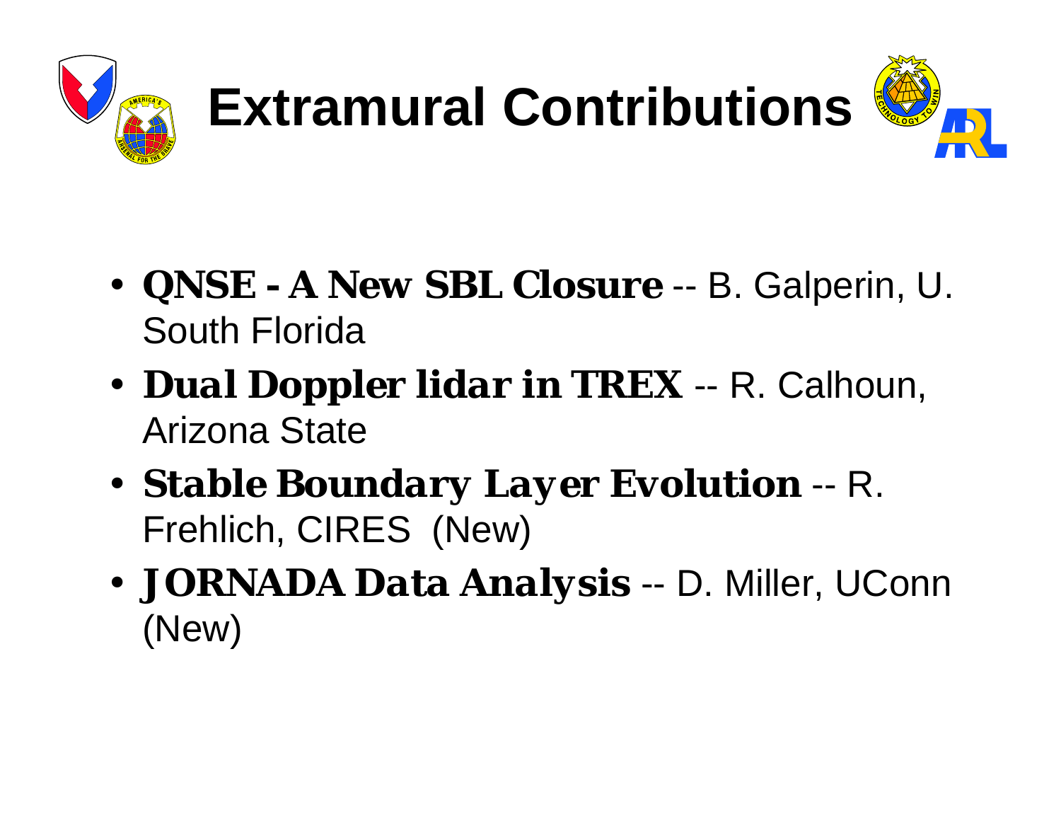# Extramural Contributions

- ***QNSE - A New SBL Closure*** -- B. Galperin, U. South Florida
- ***Dual Doppler lidar in TREX*** -- R. Calhoun, Arizona State
- ***Stable Boundary Layer Evolution*** -- R. Frehlich, CIRES (New)
- ***JORNADA Data Analysis*** -- D. Miller, UConn (New)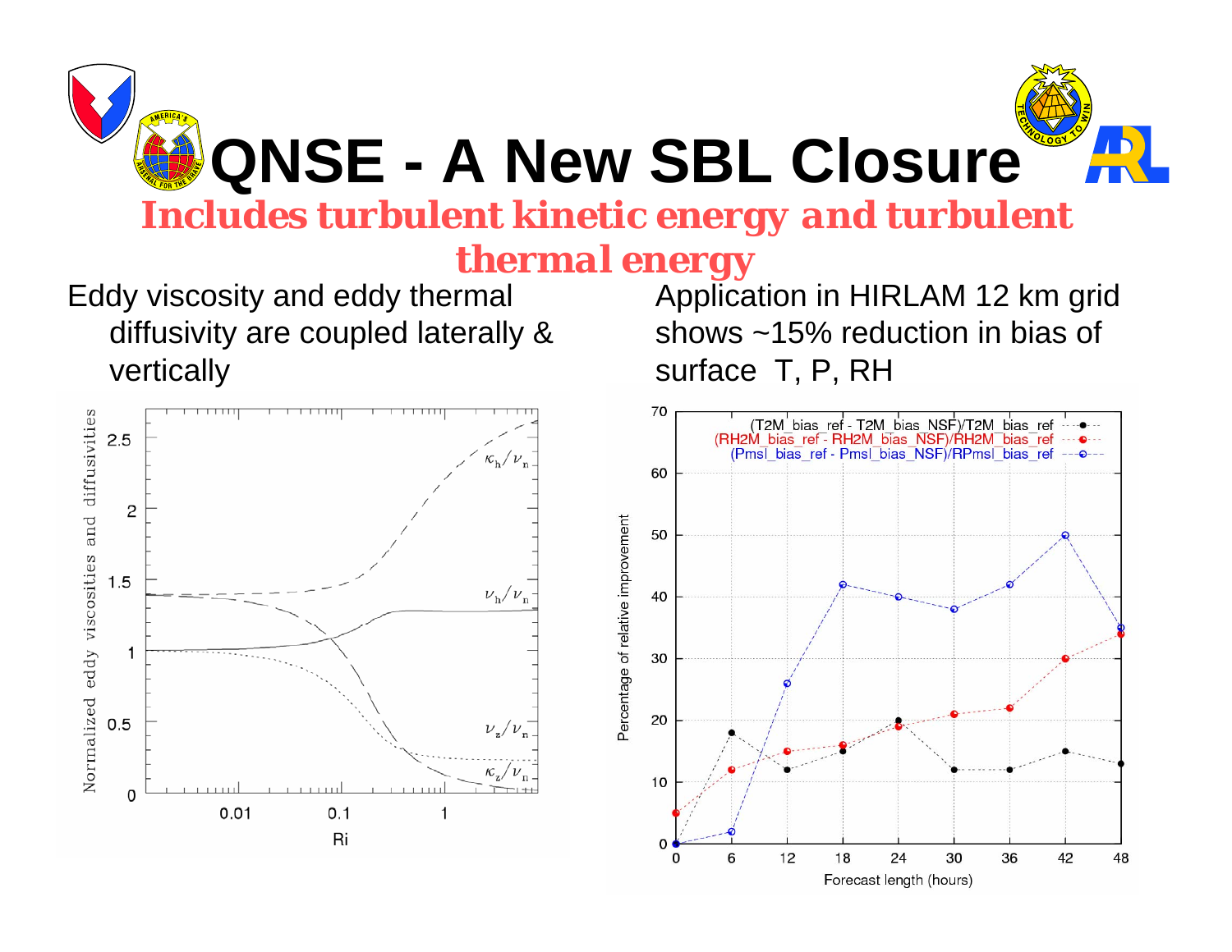# QNSE - A New SBL Closure

## *Includes turbulent kinetic energy and turbulent thermal energy*

Eddy viscosity and eddy thermal diffusivity are coupled laterally & vertically

Application in HIRLAM 12 km grid shows ~15% reduction in bias of surface T, P, RH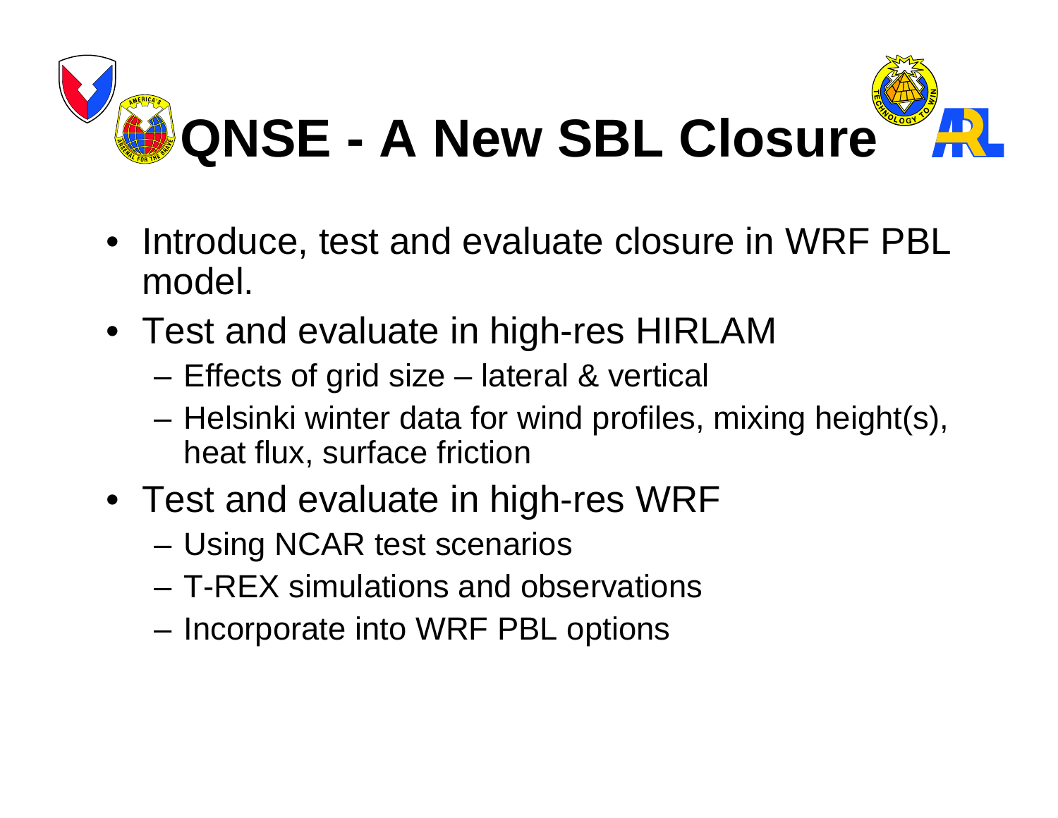# QNSE - A New SBL Closure

- Introduce, test and evaluate closure in WRF PBL model.
- Test and evaluate in high-res HIRLAM
  - Effects of grid size – lateral & vertical
  - Helsinki winter data for wind profiles, mixing height(s), heat flux, surface friction
- Test and evaluate in high-res WRF
  - Using NCAR test scenarios
  - T-REX simulations and observations
  - Incorporate into WRF PBL options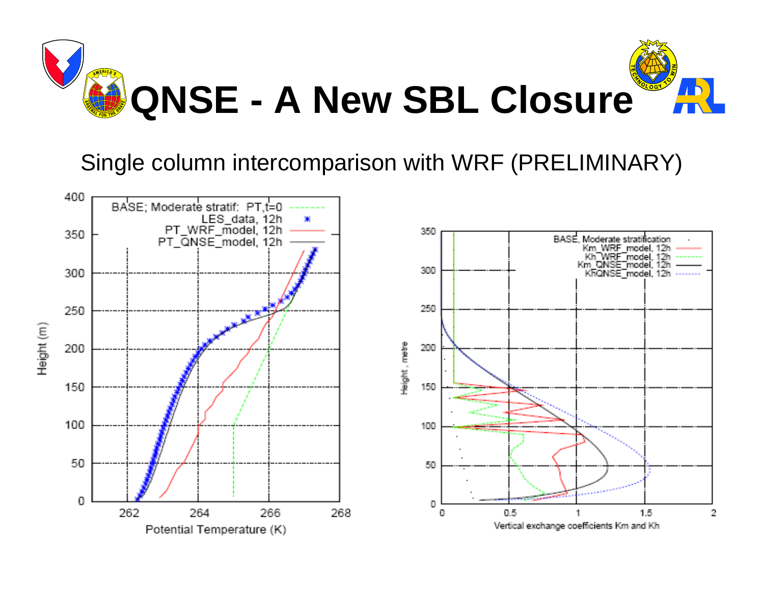# QNSE - A New SBL Closure

Single column intercomparison with WRF (PRELIMINARY)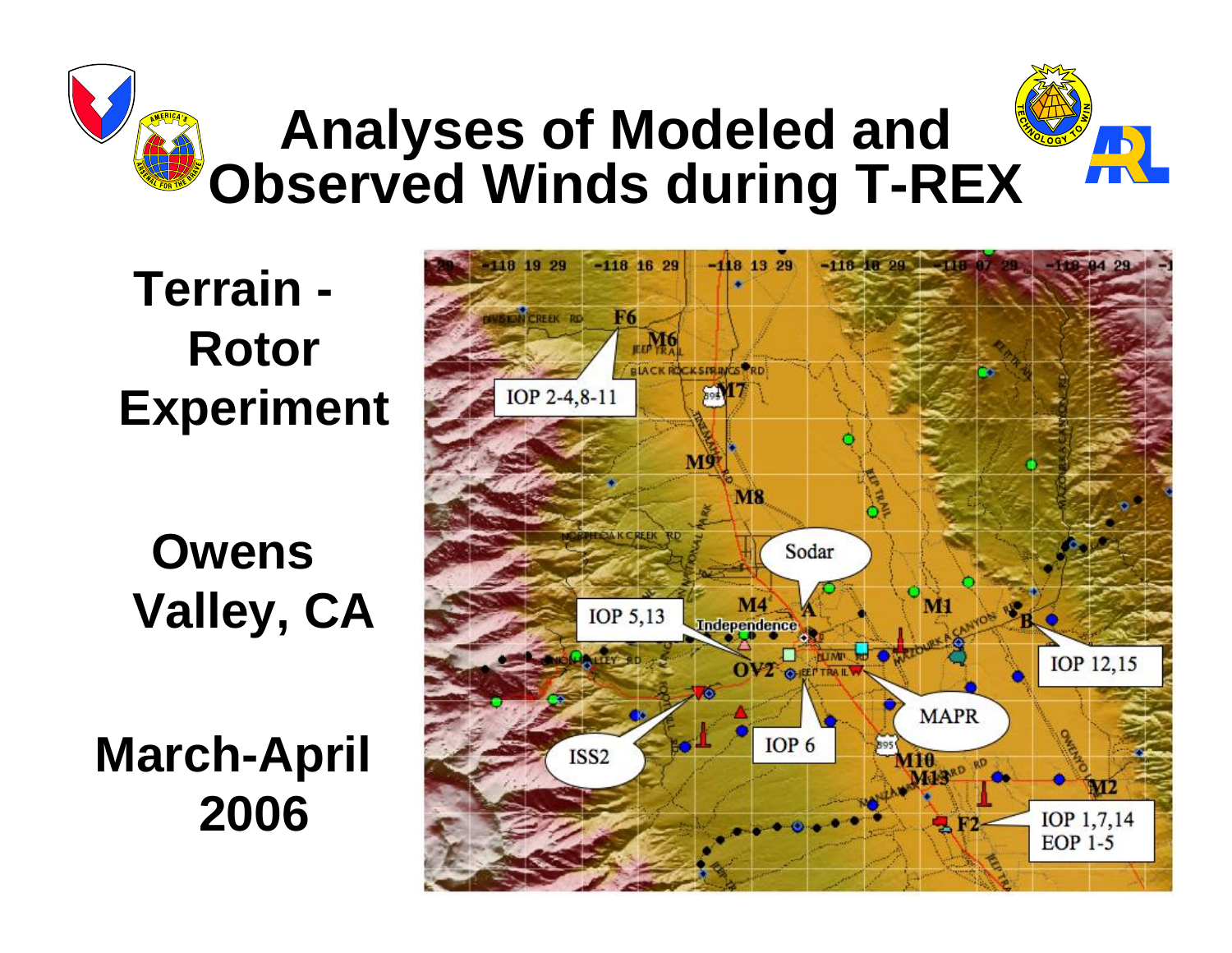# Analyses of Modeled and Observed Winds during T-REX

**Terrain - Rotor Experiment**

**Owens Valley, CA**

**March-April 2006**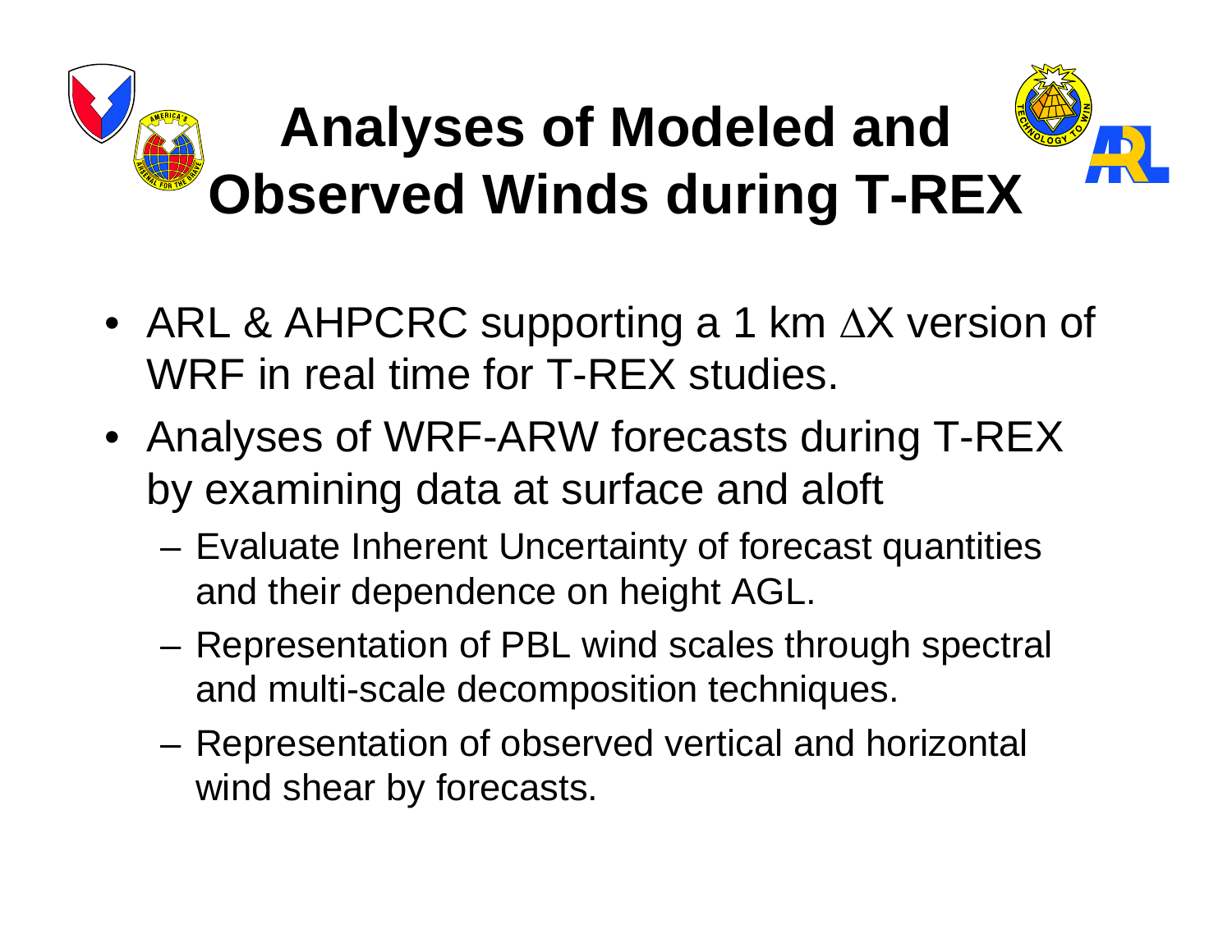# Analyses of Modeled and Observed Winds during T-REX

- ARL & AHPCRC supporting a 1 km $\Delta X$ version of WRF in real time for T-REX studies.
- Analyses of WRF-ARW forecasts during T-REX by examining data at surface and aloft
  - Evaluate Inherent Uncertainty of forecast quantities and their dependence on height AGL.
  - Representation of PBL wind scales through spectral and multi-scale decomposition techniques.
  - Representation of observed vertical and horizontal wind shear by forecasts.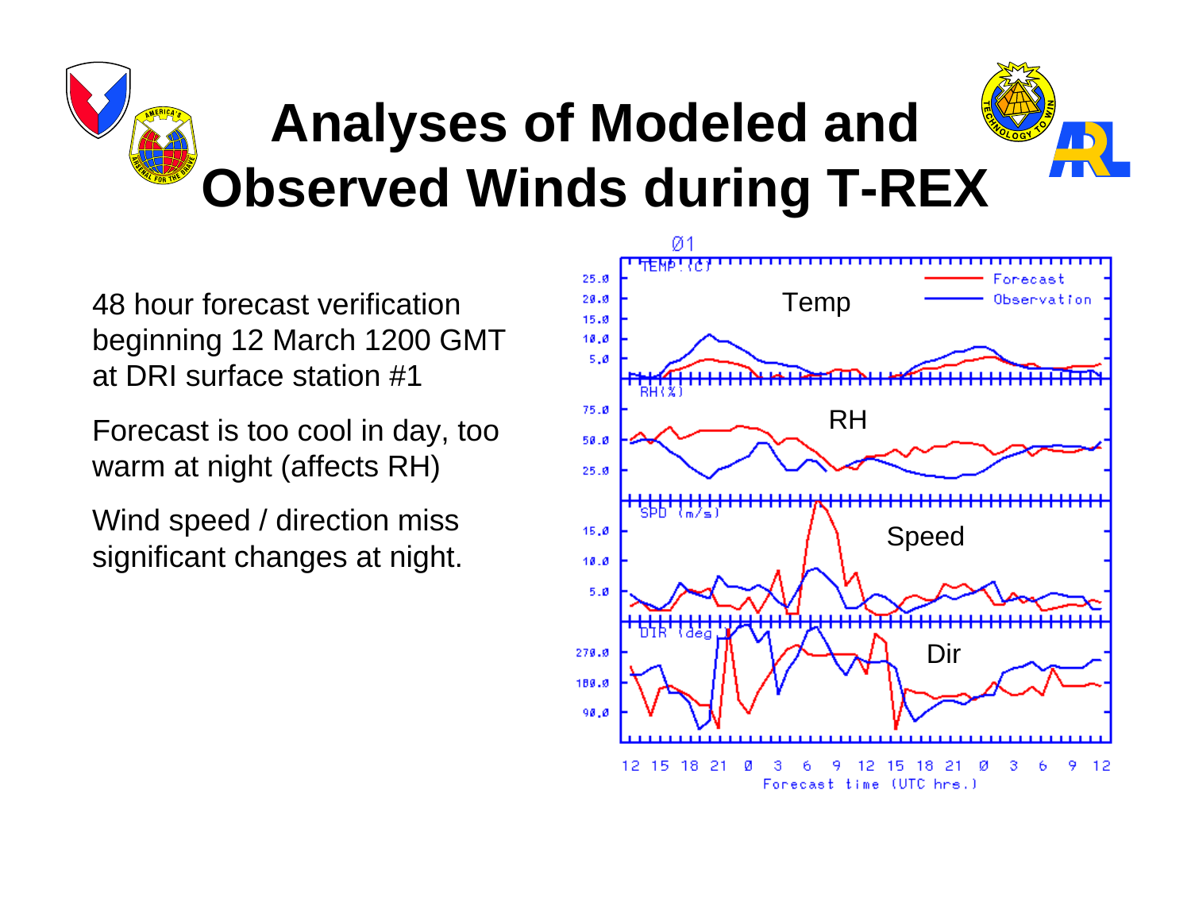# Analyses of Modeled and Observed Winds during T-REX

48 hour forecast verification beginning 12 March 1200 GMT at DRI surface station #1

Forecast is too cool in day, too warm at night (affects RH)

Wind speed / direction miss significant changes at night.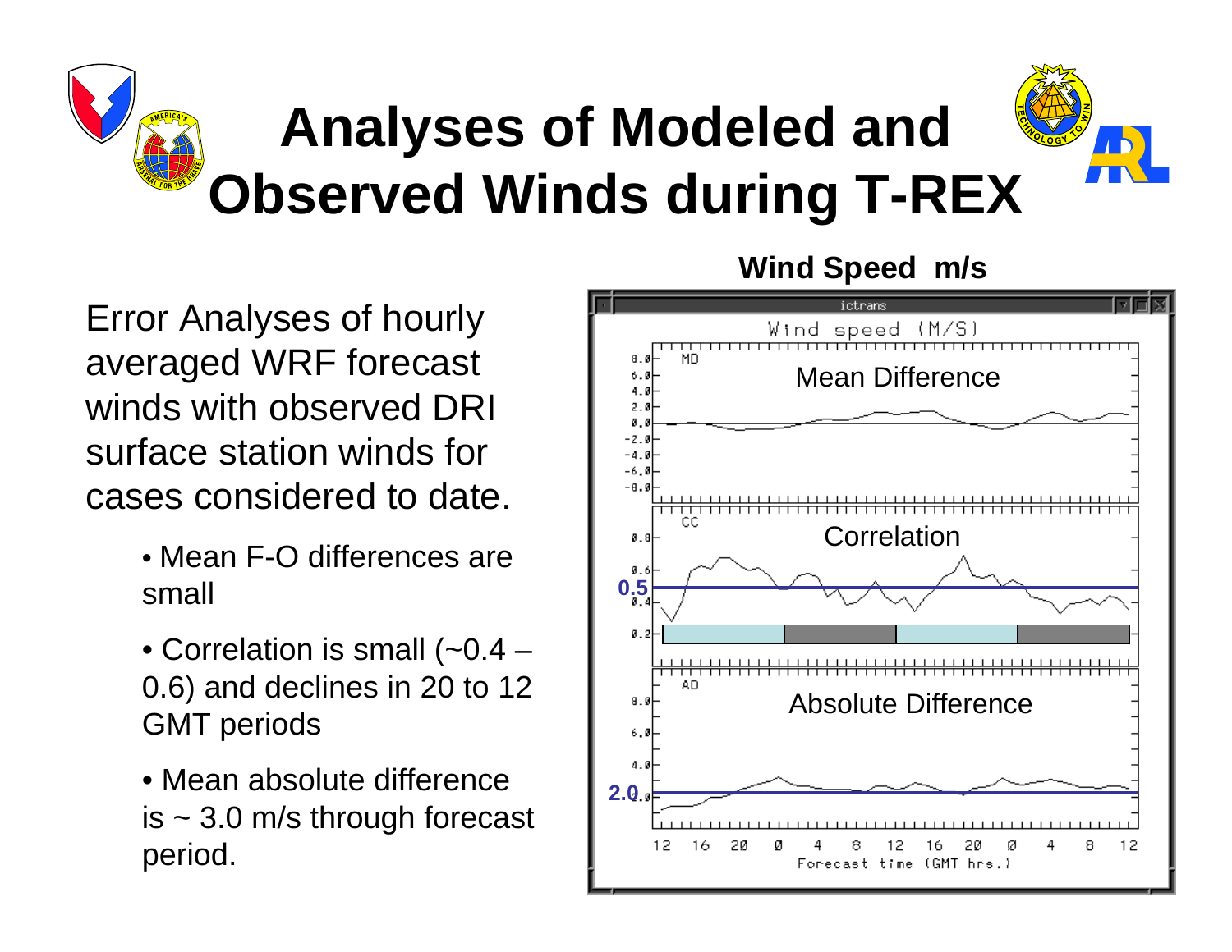# Analyses of Modeled and Observed Winds during T-REX

Error Analyses of hourly averaged WRF forecast winds with observed DRI surface station winds for cases considered to date.

- Mean F-O differences are small
- Correlation is small (~0.4 – 0.6) and declines in 20 to 12 GMT periods
- Mean absolute difference is ~ 3.0 m/s through forecast period.

**Wind Speed m/s**

ictrans

Wind speed (M/S)

Mean Difference

Correlation

Absolute Difference

Forecast time (GMT hrs.)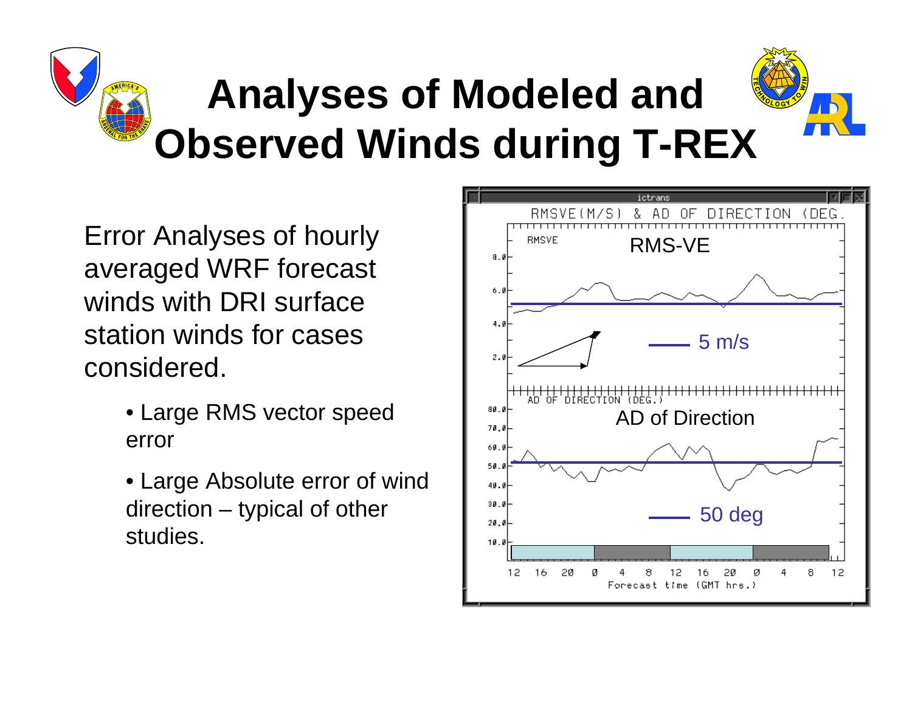# Analyses of Modeled and Observed Winds during T-REX

Error Analyses of hourly averaged WRF forecast winds with DRI surface station winds for cases considered.

- Large RMS vector speed error
- Large Absolute error of wind direction – typical of other studies.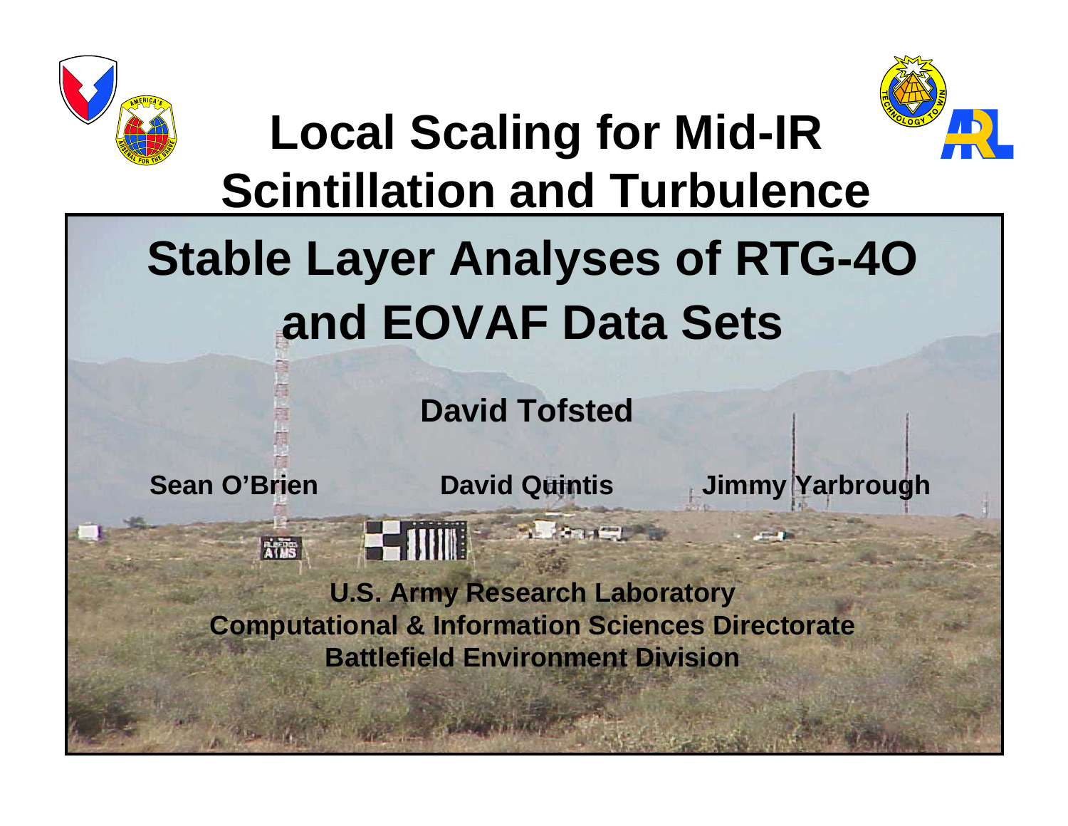# Local Scaling for Mid-IR Scintillation and Turbulence

## Stable Layer Analyses of RTG-4O and EOVAF Data Sets

**David Tofsted**

**Sean O'Brien** **David Quintis** **Jimmy Yarbrough**

**U.S. Army Research Laboratory**
**Computational & Information Sciences Directorate**
**Battlefield Environment Division**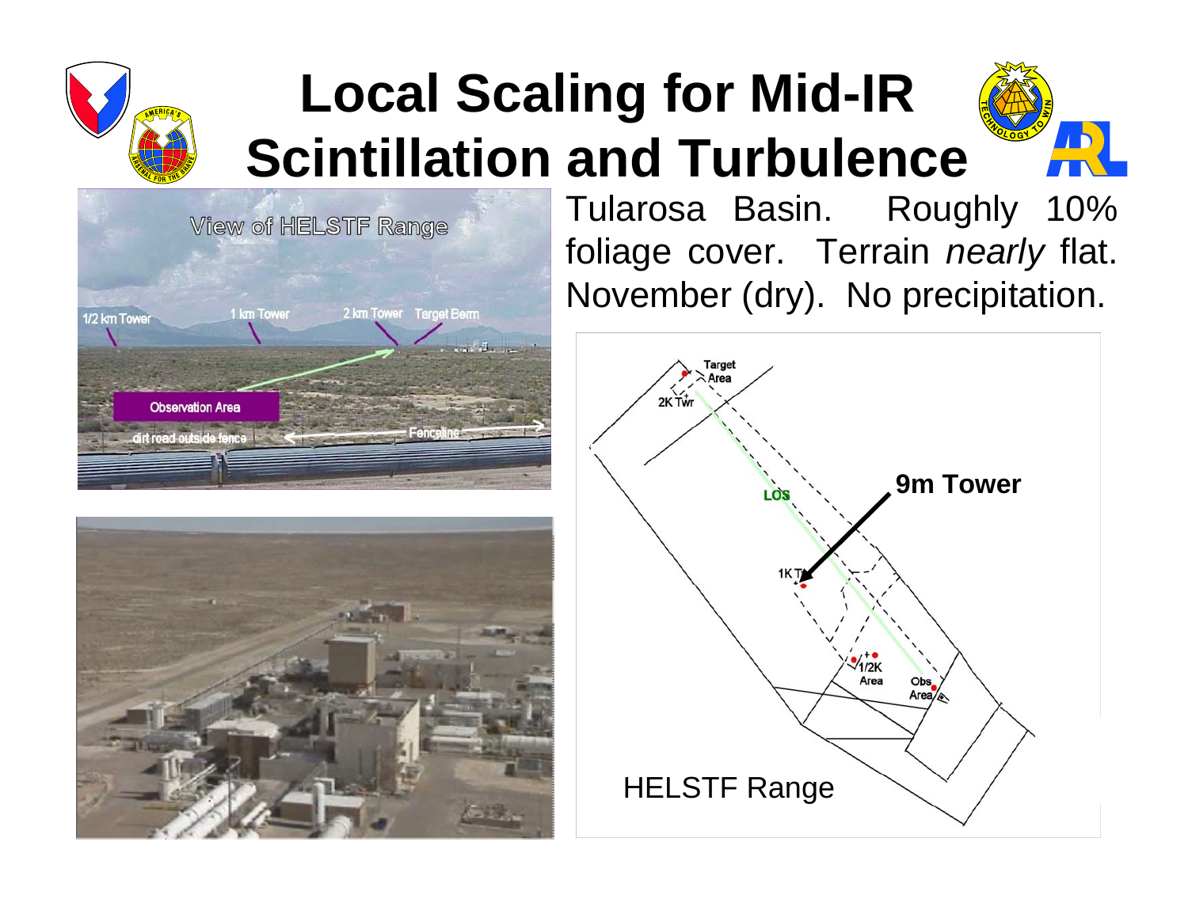# Local Scaling for Mid-IR Scintillation and Turbulence

Tularosa Basin. Roughly 10% foliage cover. Terrain *nearly* flat. November (dry). No precipitation.

View of HELSTF Range

1/2 km Tower — 1 km Tower — 2 km Tower — Target Berm

Observation Area

dirt road outside fence — Fenceline

Target Area

2K Twr

LOS

**9m Tower**

1K T

1/2K Area

Obs Area

HELSTF Range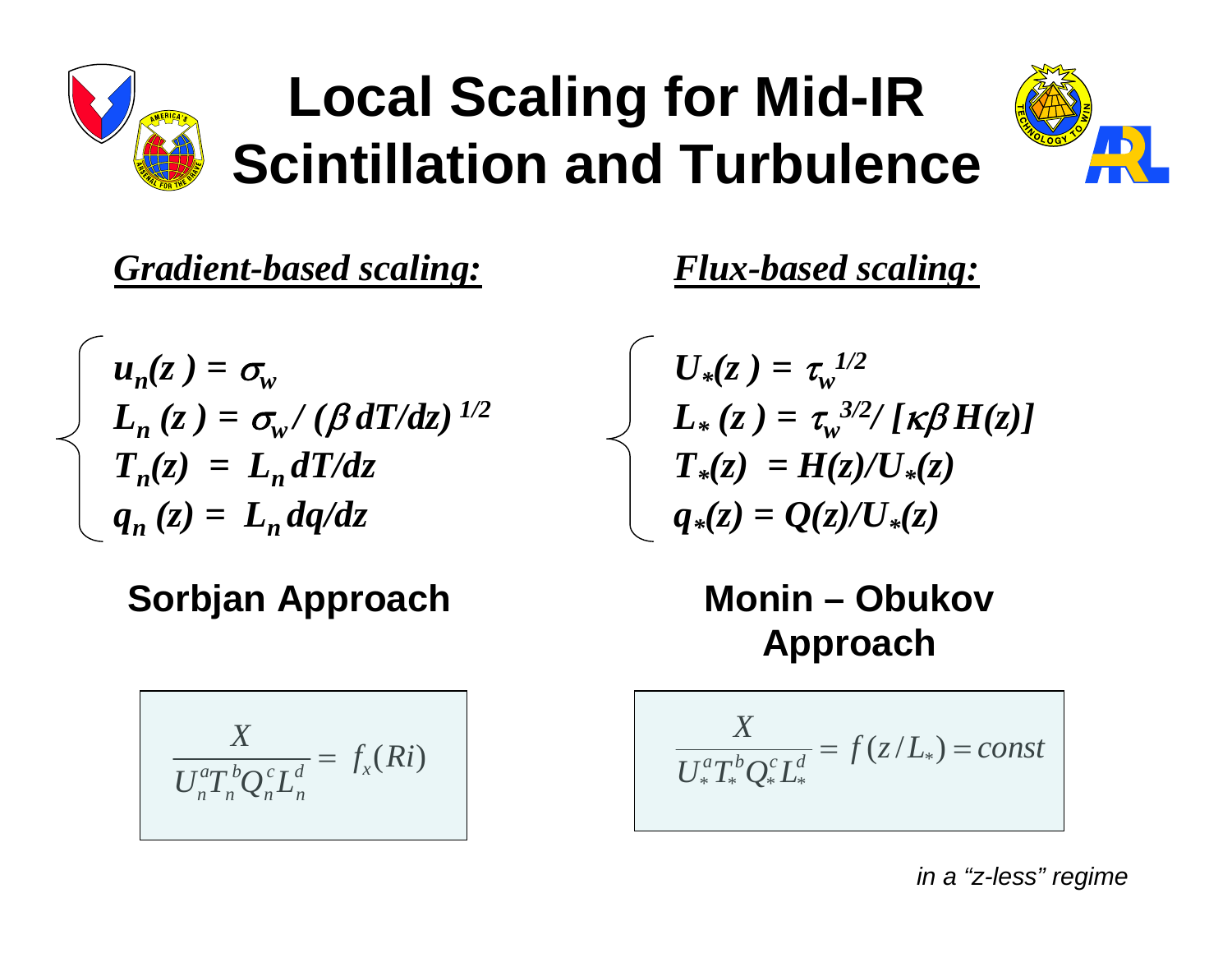# Local Scaling for Mid-IR Scintillation and Turbulence

***Gradient-based scaling:***

$$
\begin{cases}
u_n(z) = \sigma_w \\
L_n(z) = \sigma_w / (\beta \, dT/dz)^{1/2} \\
T_n(z) = L_n \, dT/dz \\
q_n(z) = L_n \, dq/dz
\end{cases}
$$

**Sorbjan Approach**

$$
\frac{X}{U_n^a T_n^b Q_n^c L_n^d} = f_x(Ri)
$$

***Flux-based scaling:***

$$
\begin{cases}
U_*(z) = \tau_w^{1/2} \\
L_*(z) = \tau_w^{3/2} / [\kappa \beta H(z)] \\
T_*(z) = H(z)/U_*(z) \\
q_*(z) = Q(z)/U_*(z)
\end{cases}
$$

**Monin – Obukov Approach**

$$
\frac{X}{U_*^a T_*^b Q_*^c L_*^d} = f(z/L_*) = const
$$

*in a "z-less" regime*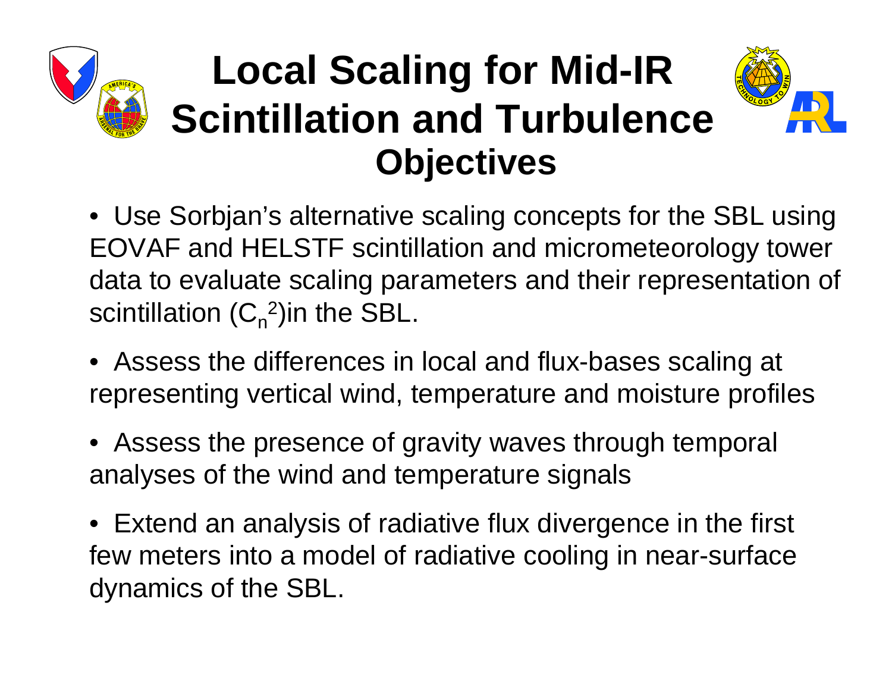# Local Scaling for Mid-IR Scintillation and Turbulence

## Objectives

- Use Sorbjan's alternative scaling concepts for the SBL using EOVAF and HELSTF scintillation and micrometeorology tower data to evaluate scaling parameters and their representation of scintillation ($C_n^2$)in the SBL.
- Assess the differences in local and flux-bases scaling at representing vertical wind, temperature and moisture profiles
- Assess the presence of gravity waves through temporal analyses of the wind and temperature signals
- Extend an analysis of radiative flux divergence in the first few meters into a model of radiative cooling in near-surface dynamics of the SBL.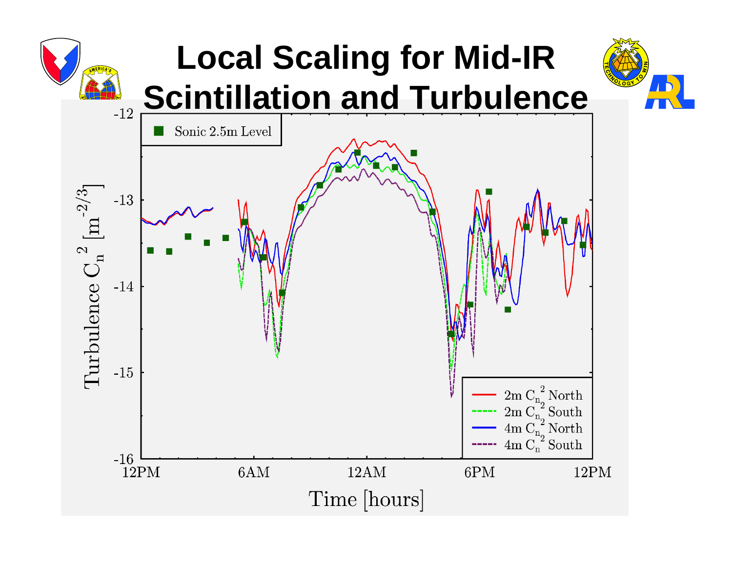# Local Scaling for Mid-IR Scintillation and Turbulence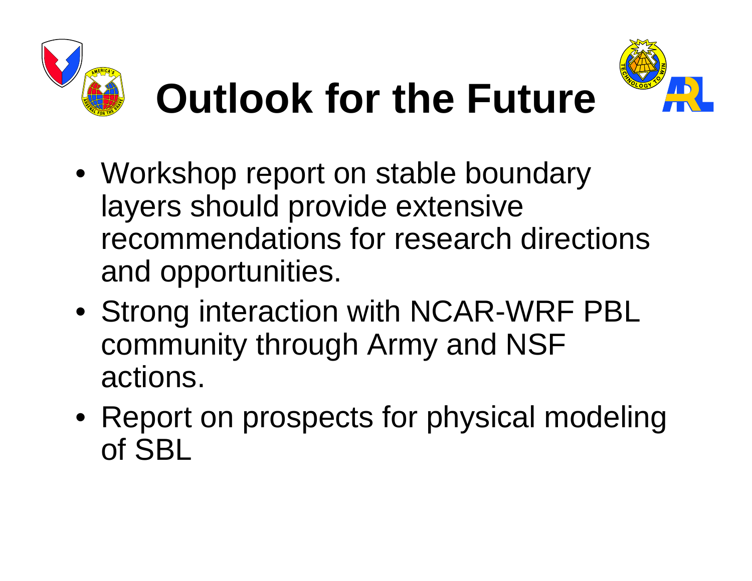# Outlook for the Future

- Workshop report on stable boundary layers should provide extensive recommendations for research directions and opportunities.
- Strong interaction with NCAR-WRF PBL community through Army and NSF actions.
- Report on prospects for physical modeling of SBL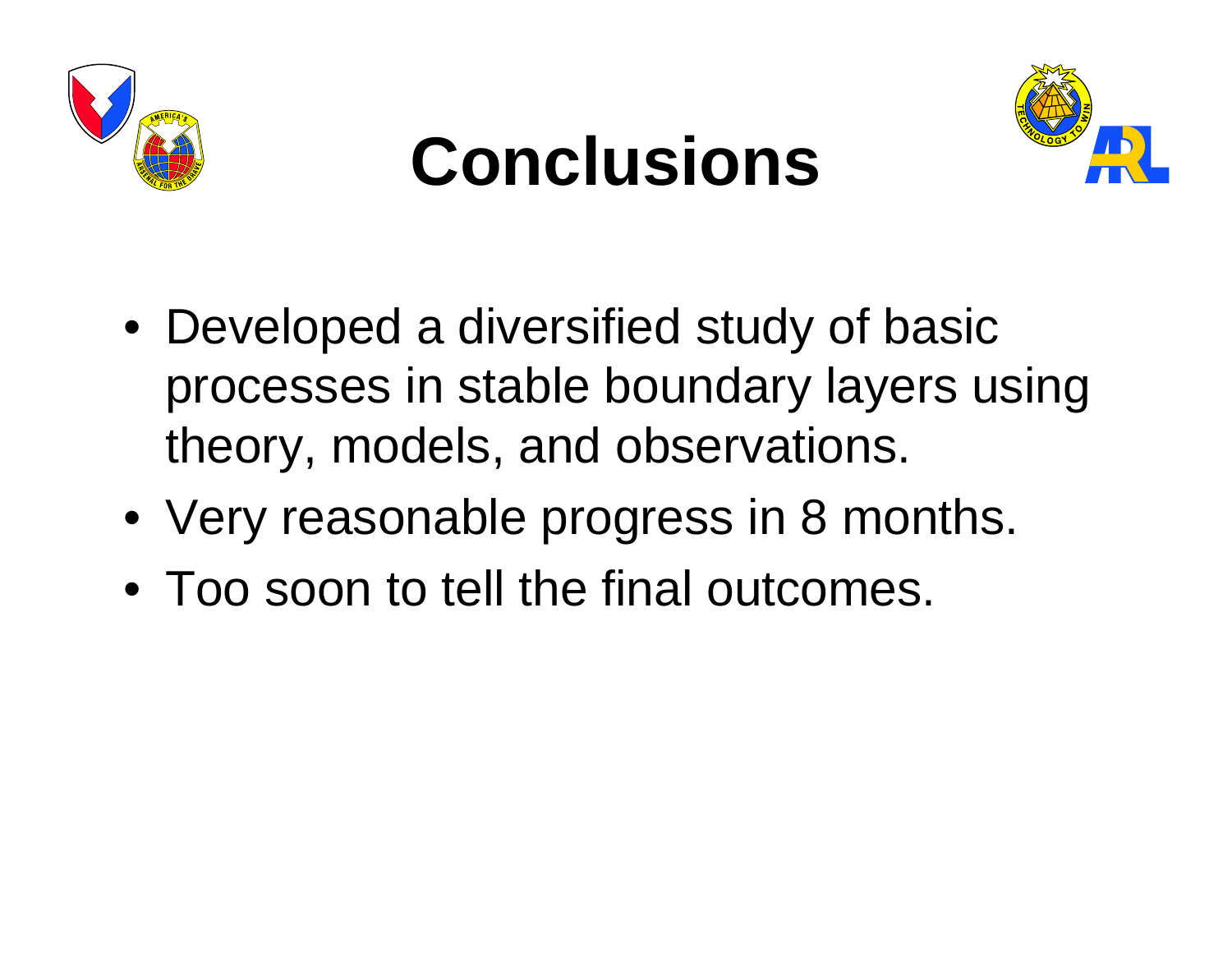# Conclusions

- Developed a diversified study of basic processes in stable boundary layers using theory, models, and observations.
- Very reasonable progress in 8 months.
- Too soon to tell the final outcomes.